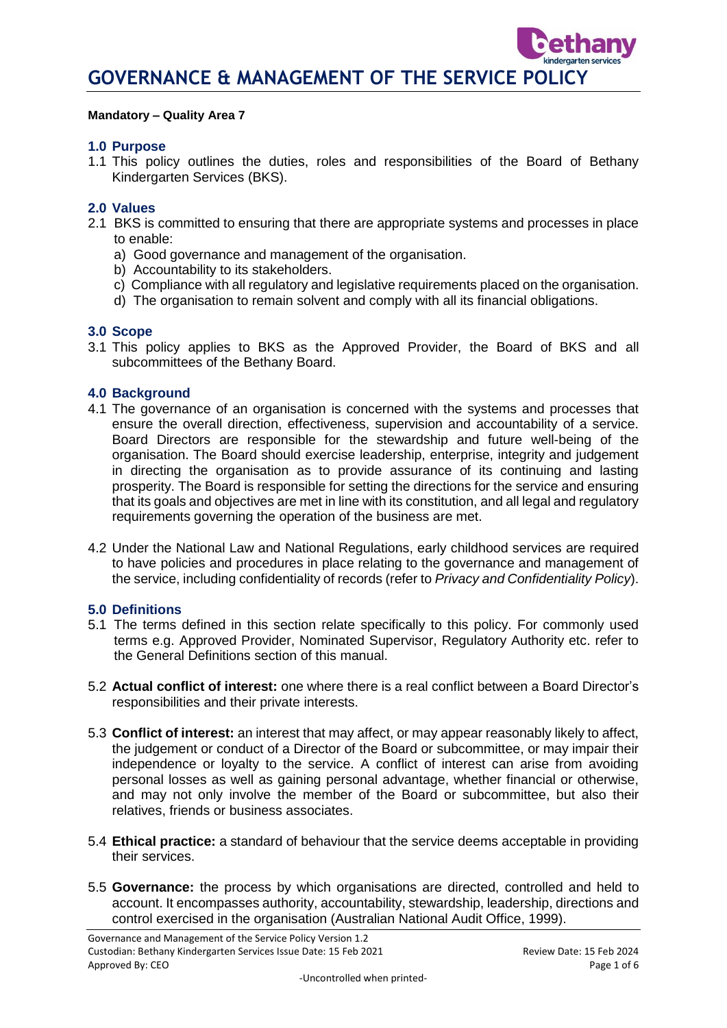# GOVERNANCE & MANAGEMENT OF THE SERVICE POLICY

**Mandatory – Quality Area 7**

## 1.0 Purpose

1.1 This policy outlines the duties, roles and responsibilities of the Board of Bethany Kindergarten Services (BKS).

## 2.0 Values

2.1 BKS is committed to ensuring that there are appropriate systems and processes in place to enable:

a) Good governance and management of the organisation.
b) Accountability to its stakeholders.
c) Compliance with all regulatory and legislative requirements placed on the organisation.
d) The organisation to remain solvent and comply with all its financial obligations.

## 3.0 Scope

3.1 This policy applies to BKS as the Approved Provider, the Board of BKS and all subcommittees of the Bethany Board.

## 4.0 Background

4.1 The governance of an organisation is concerned with the systems and processes that ensure the overall direction, effectiveness, supervision and accountability of a service. Board Directors are responsible for the stewardship and future well-being of the organisation. The Board should exercise leadership, enterprise, integrity and judgement in directing the organisation as to provide assurance of its continuing and lasting prosperity. The Board is responsible for setting the directions for the service and ensuring that its goals and objectives are met in line with its constitution, and all legal and regulatory requirements governing the operation of the business are met.

4.2 Under the National Law and National Regulations, early childhood services are required to have policies and procedures in place relating to the governance and management of the service, including confidentiality of records (refer to *Privacy and Confidentiality Policy*).

## 5.0 Definitions

5.1 The terms defined in this section relate specifically to this policy. For commonly used terms e.g. Approved Provider, Nominated Supervisor, Regulatory Authority etc. refer to the General Definitions section of this manual.

5.2 **Actual conflict of interest:** one where there is a real conflict between a Board Director's responsibilities and their private interests.

5.3 **Conflict of interest:** an interest that may affect, or may appear reasonably likely to affect, the judgement or conduct of a Director of the Board or subcommittee, or may impair their independence or loyalty to the service. A conflict of interest can arise from avoiding personal losses as well as gaining personal advantage, whether financial or otherwise, and may not only involve the member of the Board or subcommittee, but also their relatives, friends or business associates.

5.4 **Ethical practice:** a standard of behaviour that the service deems acceptable in providing their services.

5.5 **Governance:** the process by which organisations are directed, controlled and held to account. It encompasses authority, accountability, stewardship, leadership, directions and control exercised in the organisation (Australian National Audit Office, 1999).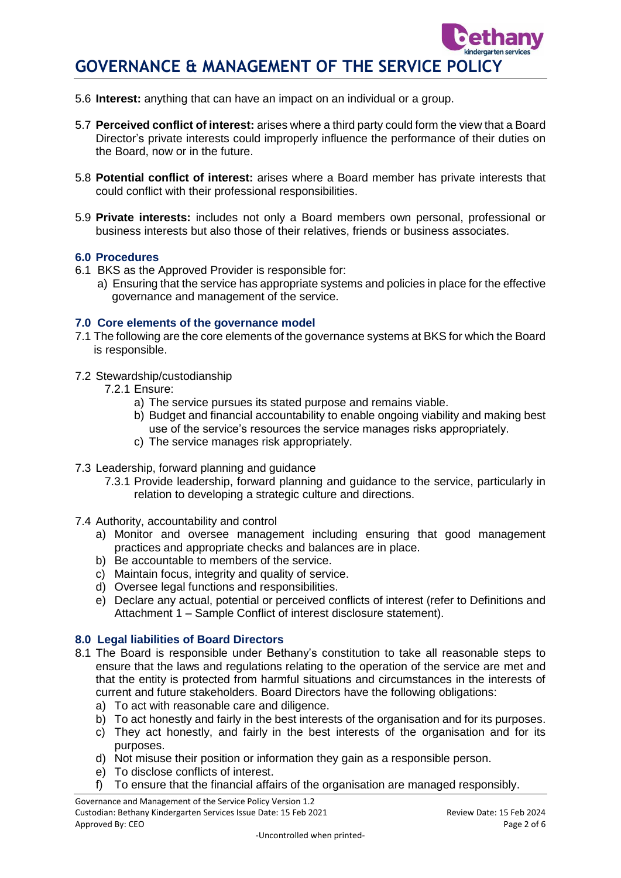5.6 **Interest:** anything that can have an impact on an individual or a group.

5.7 **Perceived conflict of interest:** arises where a third party could form the view that a Board Director's private interests could improperly influence the performance of their duties on the Board, now or in the future.

5.8 **Potential conflict of interest:** arises where a Board member has private interests that could conflict with their professional responsibilities.

5.9 **Private interests:** includes not only a Board members own personal, professional or business interests but also those of their relatives, friends or business associates.

## 6.0 Procedures

6.1 BKS as the Approved Provider is responsible for:

a) Ensuring that the service has appropriate systems and policies in place for the effective governance and management of the service.

## 7.0 Core elements of the governance model

7.1 The following are the core elements of the governance systems at BKS for which the Board is responsible.

7.2 Stewardship/custodianship

7.2.1 Ensure:

a) The service pursues its stated purpose and remains viable.
b) Budget and financial accountability to enable ongoing viability and making best use of the service's resources the service manages risks appropriately.
c) The service manages risk appropriately.

7.3 Leadership, forward planning and guidance

7.3.1 Provide leadership, forward planning and guidance to the service, particularly in relation to developing a strategic culture and directions.

7.4 Authority, accountability and control

a) Monitor and oversee management including ensuring that good management practices and appropriate checks and balances are in place.
b) Be accountable to members of the service.
c) Maintain focus, integrity and quality of service.
d) Oversee legal functions and responsibilities.
e) Declare any actual, potential or perceived conflicts of interest (refer to Definitions and Attachment 1 – Sample Conflict of interest disclosure statement).

## 8.0 Legal liabilities of Board Directors

8.1 The Board is responsible under Bethany's constitution to take all reasonable steps to ensure that the laws and regulations relating to the operation of the service are met and that the entity is protected from harmful situations and circumstances in the interests of current and future stakeholders. Board Directors have the following obligations:

a) To act with reasonable care and diligence.
b) To act honestly and fairly in the best interests of the organisation and for its purposes.
c) They act honestly, and fairly in the best interests of the organisation and for its purposes.
d) Not misuse their position or information they gain as a responsible person.
e) To disclose conflicts of interest.
f) To ensure that the financial affairs of the organisation are managed responsibly.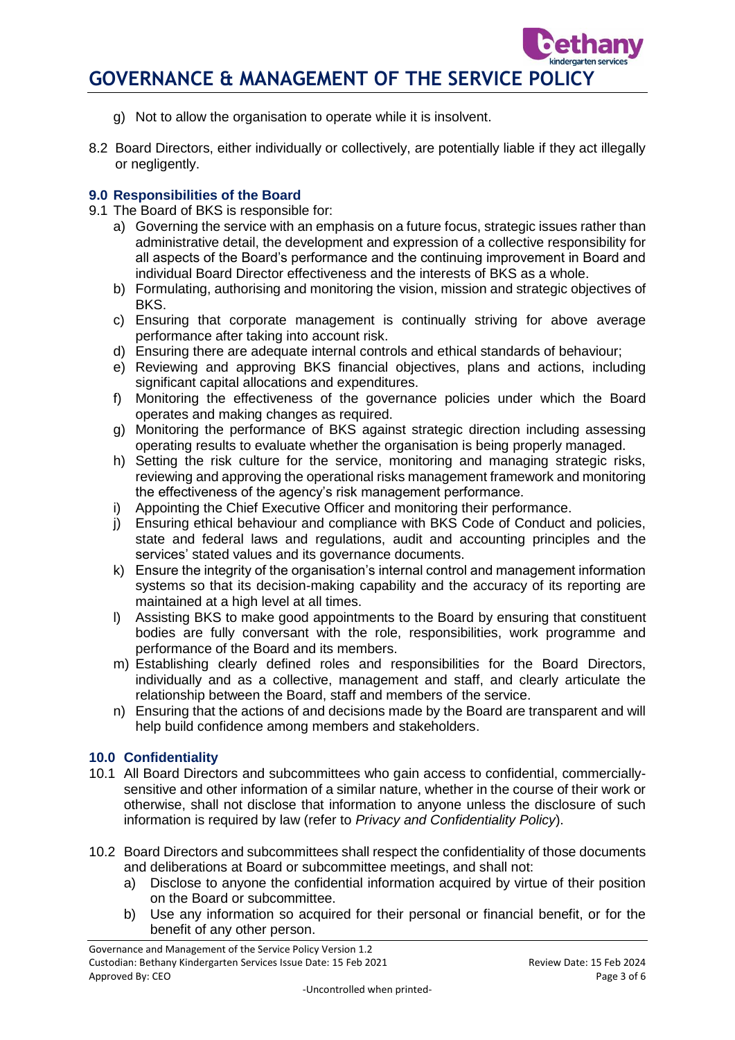g) Not to allow the organisation to operate while it is insolvent.

8.2 Board Directors, either individually or collectively, are potentially liable if they act illegally or negligently.

### 9.0 Responsibilities of the Board

9.1 The Board of BKS is responsible for:

a) Governing the service with an emphasis on a future focus, strategic issues rather than administrative detail, the development and expression of a collective responsibility for all aspects of the Board's performance and the continuing improvement in Board and individual Board Director effectiveness and the interests of BKS as a whole.
b) Formulating, authorising and monitoring the vision, mission and strategic objectives of BKS.
c) Ensuring that corporate management is continually striving for above average performance after taking into account risk.
d) Ensuring there are adequate internal controls and ethical standards of behaviour;
e) Reviewing and approving BKS financial objectives, plans and actions, including significant capital allocations and expenditures.
f) Monitoring the effectiveness of the governance policies under which the Board operates and making changes as required.
g) Monitoring the performance of BKS against strategic direction including assessing operating results to evaluate whether the organisation is being properly managed.
h) Setting the risk culture for the service, monitoring and managing strategic risks, reviewing and approving the operational risks management framework and monitoring the effectiveness of the agency's risk management performance.
i) Appointing the Chief Executive Officer and monitoring their performance.
j) Ensuring ethical behaviour and compliance with BKS Code of Conduct and policies, state and federal laws and regulations, audit and accounting principles and the services' stated values and its governance documents.
k) Ensure the integrity of the organisation's internal control and management information systems so that its decision-making capability and the accuracy of its reporting are maintained at a high level at all times.
l) Assisting BKS to make good appointments to the Board by ensuring that constituent bodies are fully conversant with the role, responsibilities, work programme and performance of the Board and its members.
m) Establishing clearly defined roles and responsibilities for the Board Directors, individually and as a collective, management and staff, and clearly articulate the relationship between the Board, staff and members of the service.
n) Ensuring that the actions of and decisions made by the Board are transparent and will help build confidence among members and stakeholders.

### 10.0 Confidentiality

10.1 All Board Directors and subcommittees who gain access to confidential, commercially-sensitive and other information of a similar nature, whether in the course of their work or otherwise, shall not disclose that information to anyone unless the disclosure of such information is required by law (refer to *Privacy and Confidentiality Policy*).

10.2 Board Directors and subcommittees shall respect the confidentiality of those documents and deliberations at Board or subcommittee meetings, and shall not:

a) Disclose to anyone the confidential information acquired by virtue of their position on the Board or subcommittee.
b) Use any information so acquired for their personal or financial benefit, or for the benefit of any other person.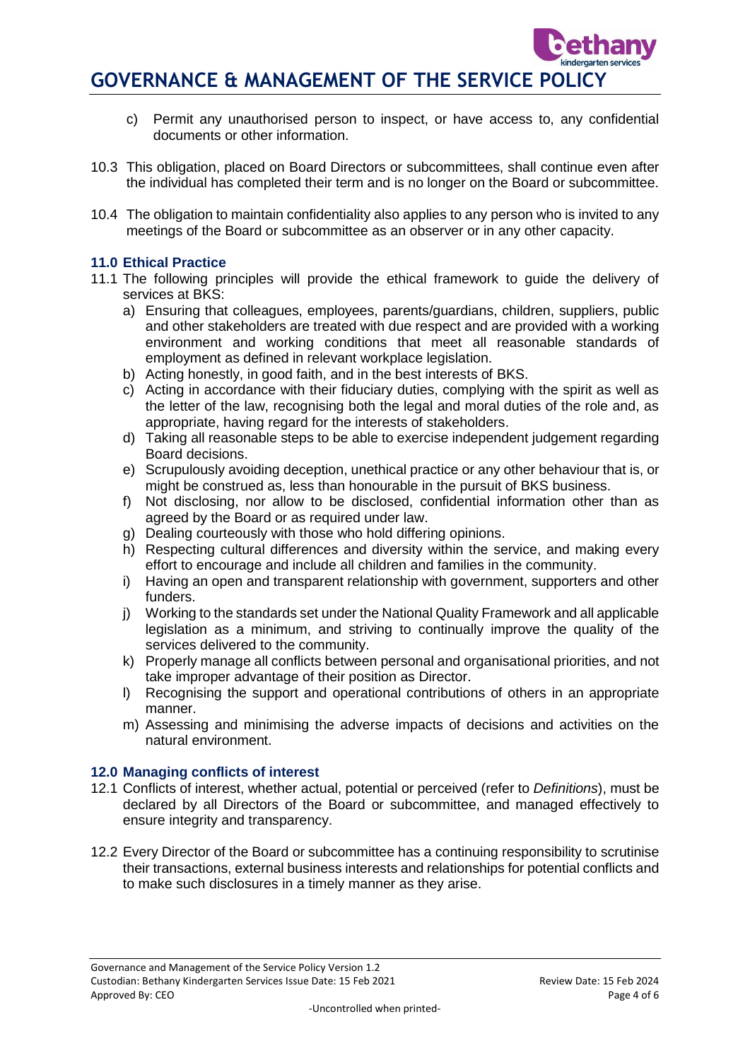c) Permit any unauthorised person to inspect, or have access to, any confidential documents or other information.

10.3 This obligation, placed on Board Directors or subcommittees, shall continue even after the individual has completed their term and is no longer on the Board or subcommittee.

10.4 The obligation to maintain confidentiality also applies to any person who is invited to any meetings of the Board or subcommittee as an observer or in any other capacity.

### 11.0 Ethical Practice

11.1 The following principles will provide the ethical framework to guide the delivery of services at BKS:

a) Ensuring that colleagues, employees, parents/guardians, children, suppliers, public and other stakeholders are treated with due respect and are provided with a working environment and working conditions that meet all reasonable standards of employment as defined in relevant workplace legislation.
b) Acting honestly, in good faith, and in the best interests of BKS.
c) Acting in accordance with their fiduciary duties, complying with the spirit as well as the letter of the law, recognising both the legal and moral duties of the role and, as appropriate, having regard for the interests of stakeholders.
d) Taking all reasonable steps to be able to exercise independent judgement regarding Board decisions.
e) Scrupulously avoiding deception, unethical practice or any other behaviour that is, or might be construed as, less than honourable in the pursuit of BKS business.
f) Not disclosing, nor allow to be disclosed, confidential information other than as agreed by the Board or as required under law.
g) Dealing courteously with those who hold differing opinions.
h) Respecting cultural differences and diversity within the service, and making every effort to encourage and include all children and families in the community.
i) Having an open and transparent relationship with government, supporters and other funders.
j) Working to the standards set under the National Quality Framework and all applicable legislation as a minimum, and striving to continually improve the quality of the services delivered to the community.
k) Properly manage all conflicts between personal and organisational priorities, and not take improper advantage of their position as Director.
l) Recognising the support and operational contributions of others in an appropriate manner.
m) Assessing and minimising the adverse impacts of decisions and activities on the natural environment.

### 12.0 Managing conflicts of interest

12.1 Conflicts of interest, whether actual, potential or perceived (refer to *Definitions*), must be declared by all Directors of the Board or subcommittee, and managed effectively to ensure integrity and transparency.

12.2 Every Director of the Board or subcommittee has a continuing responsibility to scrutinise their transactions, external business interests and relationships for potential conflicts and to make such disclosures in a timely manner as they arise.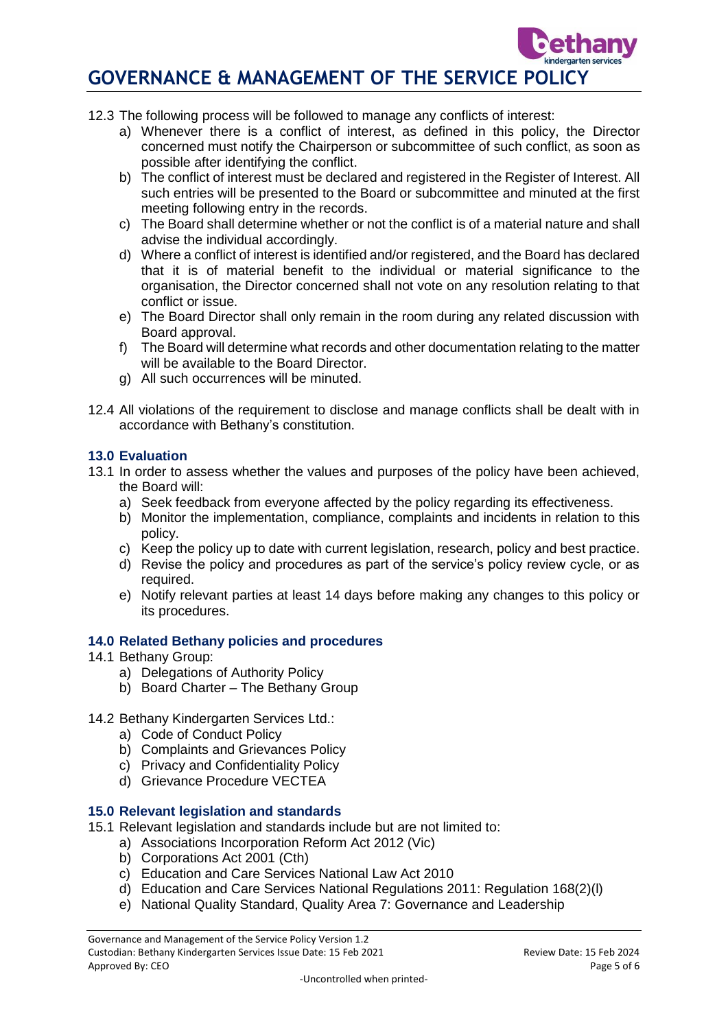12.3 The following process will be followed to manage any conflicts of interest:

a) Whenever there is a conflict of interest, as defined in this policy, the Director concerned must notify the Chairperson or subcommittee of such conflict, as soon as possible after identifying the conflict.
b) The conflict of interest must be declared and registered in the Register of Interest. All such entries will be presented to the Board or subcommittee and minuted at the first meeting following entry in the records.
c) The Board shall determine whether or not the conflict is of a material nature and shall advise the individual accordingly.
d) Where a conflict of interest is identified and/or registered, and the Board has declared that it is of material benefit to the individual or material significance to the organisation, the Director concerned shall not vote on any resolution relating to that conflict or issue.
e) The Board Director shall only remain in the room during any related discussion with Board approval.
f) The Board will determine what records and other documentation relating to the matter will be available to the Board Director.
g) All such occurrences will be minuted.

12.4 All violations of the requirement to disclose and manage conflicts shall be dealt with in accordance with Bethany's constitution.

### 13.0 Evaluation

13.1 In order to assess whether the values and purposes of the policy have been achieved, the Board will:

a) Seek feedback from everyone affected by the policy regarding its effectiveness.
b) Monitor the implementation, compliance, complaints and incidents in relation to this policy.
c) Keep the policy up to date with current legislation, research, policy and best practice.
d) Revise the policy and procedures as part of the service's policy review cycle, or as required.
e) Notify relevant parties at least 14 days before making any changes to this policy or its procedures.

### 14.0 Related Bethany policies and procedures

14.1 Bethany Group:

a) Delegations of Authority Policy
b) Board Charter – The Bethany Group

14.2 Bethany Kindergarten Services Ltd.:

a) Code of Conduct Policy
b) Complaints and Grievances Policy
c) Privacy and Confidentiality Policy
d) Grievance Procedure VECTEA

### 15.0 Relevant legislation and standards

15.1 Relevant legislation and standards include but are not limited to:

a) Associations Incorporation Reform Act 2012 (Vic)
b) Corporations Act 2001 (Cth)
c) Education and Care Services National Law Act 2010
d) Education and Care Services National Regulations 2011: Regulation 168(2)(l)
e) National Quality Standard, Quality Area 7: Governance and Leadership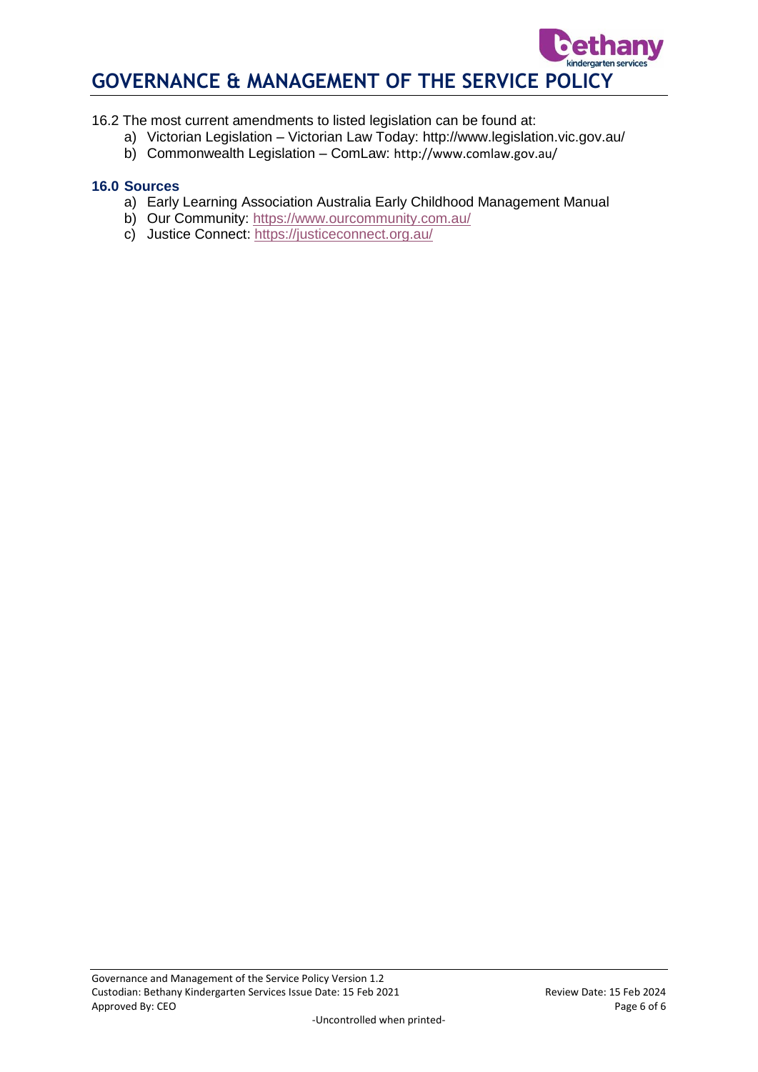16.2 The most current amendments to listed legislation can be found at:

a) Victorian Legislation – Victorian Law Today: http://www.legislation.vic.gov.au/
b) Commonwealth Legislation – ComLaw: http://www.comlaw.gov.au/

### 16.0 Sources

a) Early Learning Association Australia Early Childhood Management Manual
b) Our Community: https://www.ourcommunity.com.au/
c) Justice Connect: https://justiceconnect.org.au/